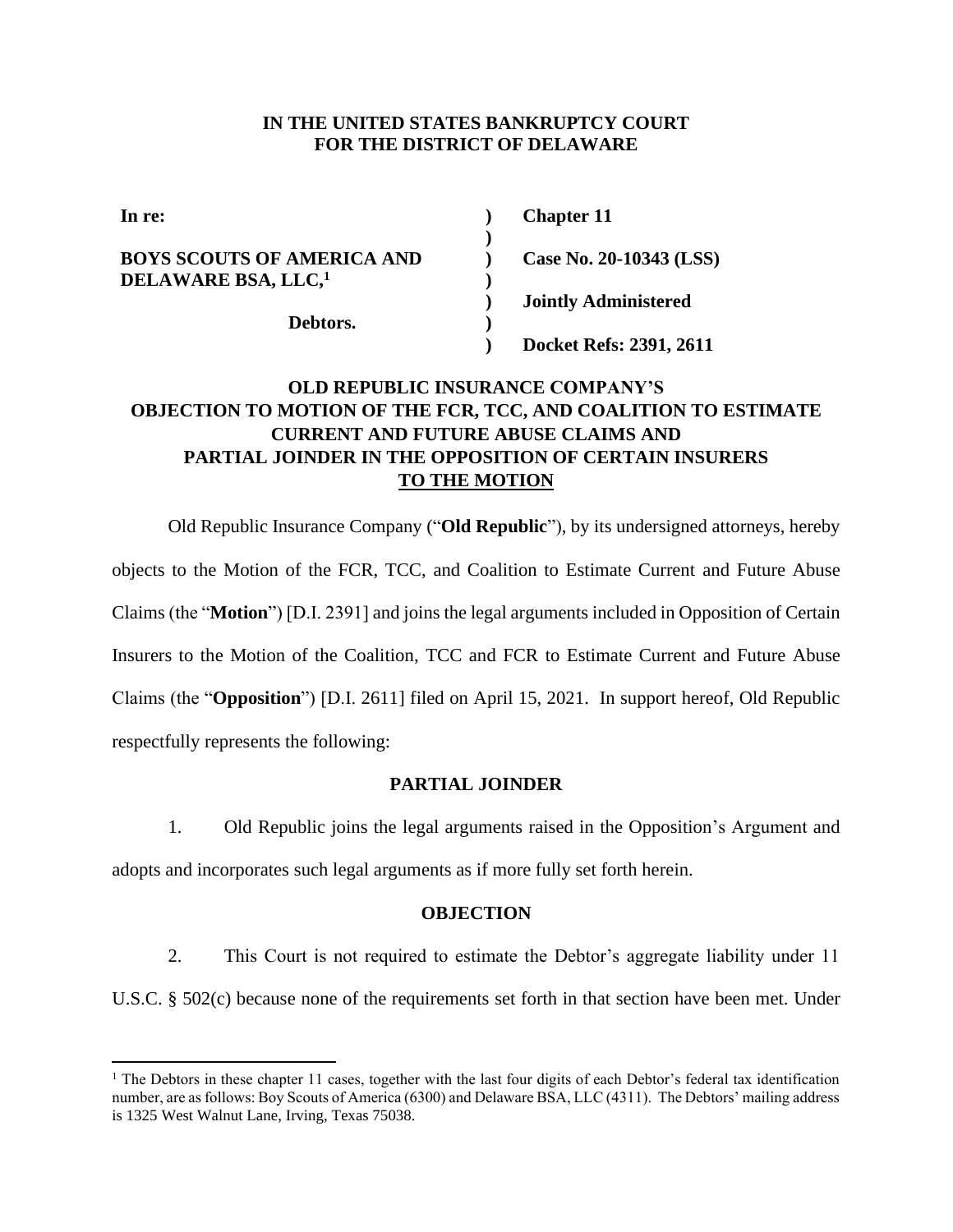**IN THE UNITED STATES BANKRUPTCY COURT**
**FOR THE DISTRICT OF DELAWARE**

| | | |
|---|---|---|
| **In re:** | **)** | **Chapter 11** |
| | **)** | |
| **BOYS SCOUTS OF AMERICA AND DELAWARE BSA, LLC,[1]** | **)** | **Case No. 20-10343 (LSS)** |
| | **)** | |
| | **)** | **Jointly Administered** |
| **Debtors.** | **)** | |
| | **)** | **Docket Refs: 2391, 2611** |

**OLD REPUBLIC INSURANCE COMPANY'S OBJECTION TO MOTION OF THE FCR, TCC, AND COALITION TO ESTIMATE CURRENT AND FUTURE ABUSE CLAIMS AND PARTIAL JOINDER IN THE OPPOSITION OF CERTAIN INSURERS TO THE MOTION**

Old Republic Insurance Company ("**Old Republic**"), by its undersigned attorneys, hereby objects to the Motion of the FCR, TCC, and Coalition to Estimate Current and Future Abuse Claims (the "**Motion**") [D.I. 2391] and joins the legal arguments included in Opposition of Certain Insurers to the Motion of the Coalition, TCC and FCR to Estimate Current and Future Abuse Claims (the "**Opposition**") [D.I. 2611] filed on April 15, 2021. In support hereof, Old Republic respectfully represents the following:

**PARTIAL JOINDER**

1. Old Republic joins the legal arguments raised in the Opposition's Argument and adopts and incorporates such legal arguments as if more fully set forth herein.

**OBJECTION**

2. This Court is not required to estimate the Debtor's aggregate liability under 11 U.S.C. § 502(c) because none of the requirements set forth in that section have been met. Under

[1] The Debtors in these chapter 11 cases, together with the last four digits of each Debtor's federal tax identification number, are as follows: Boy Scouts of America (6300) and Delaware BSA, LLC (4311). The Debtors' mailing address is 1325 West Walnut Lane, Irving, Texas 75038.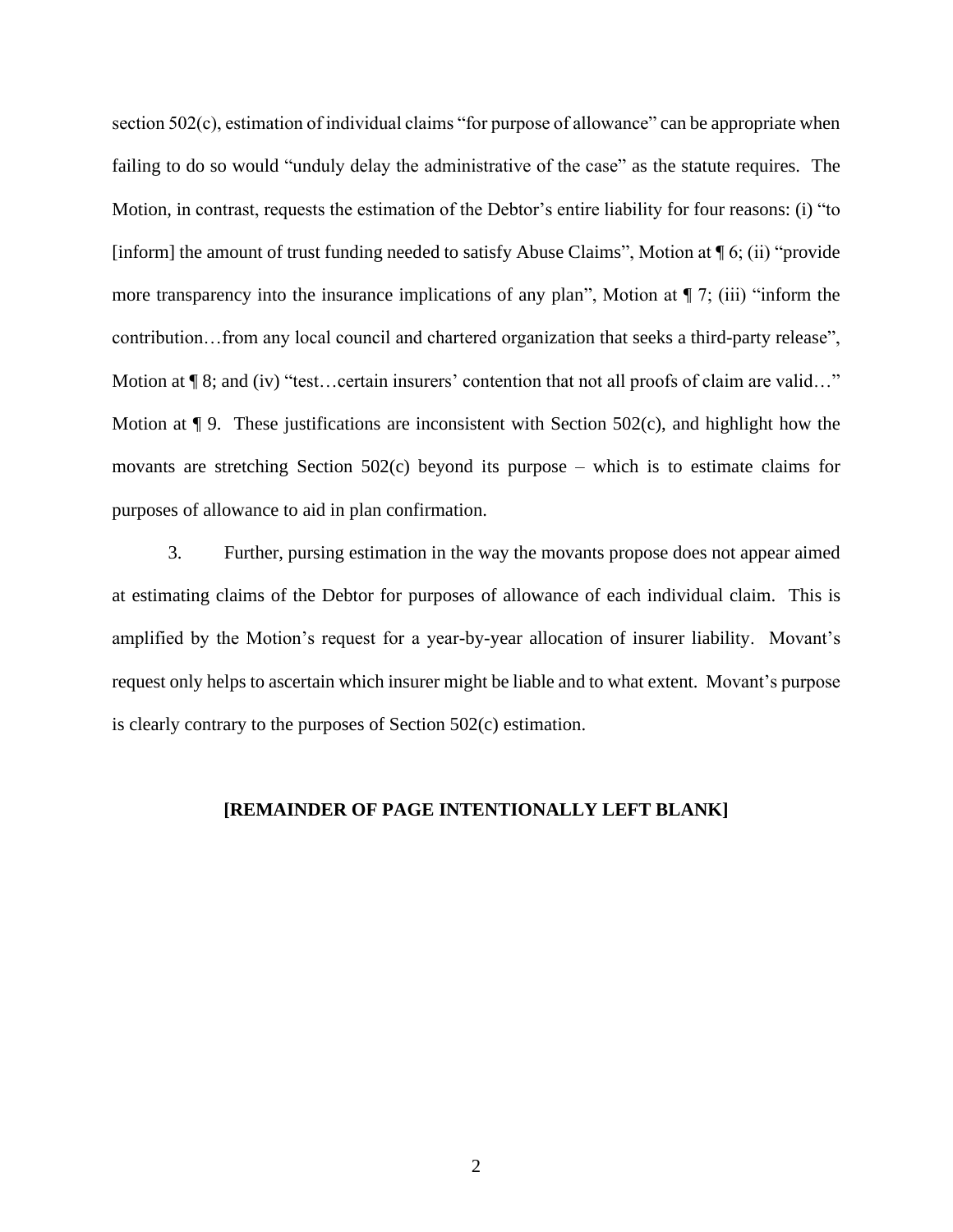section 502(c), estimation of individual claims "for purpose of allowance" can be appropriate when failing to do so would "unduly delay the administrative of the case" as the statute requires. The Motion, in contrast, requests the estimation of the Debtor's entire liability for four reasons: (i) "to [inform] the amount of trust funding needed to satisfy Abuse Claims", Motion at ¶ 6; (ii) "provide more transparency into the insurance implications of any plan", Motion at ¶ 7; (iii) "inform the contribution…from any local council and chartered organization that seeks a third-party release", Motion at ¶ 8; and (iv) "test…certain insurers' contention that not all proofs of claim are valid…" Motion at ¶ 9. These justifications are inconsistent with Section 502(c), and highlight how the movants are stretching Section 502(c) beyond its purpose – which is to estimate claims for purposes of allowance to aid in plan confirmation.

3. Further, pursing estimation in the way the movants propose does not appear aimed at estimating claims of the Debtor for purposes of allowance of each individual claim. This is amplified by the Motion's request for a year-by-year allocation of insurer liability. Movant's request only helps to ascertain which insurer might be liable and to what extent. Movant's purpose is clearly contrary to the purposes of Section 502(c) estimation.

**[REMAINDER OF PAGE INTENTIONALLY LEFT BLANK]**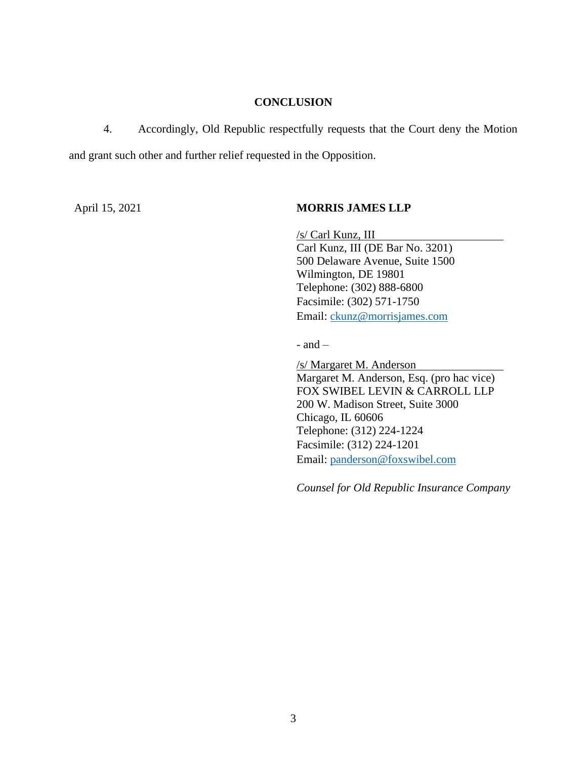## CONCLUSION

4. Accordingly, Old Republic respectfully requests that the Court deny the Motion and grant such other and further relief requested in the Opposition.

April 15, 2021

**MORRIS JAMES LLP**

/s/ Carl Kunz, III
Carl Kunz, III (DE Bar No. 3201)
500 Delaware Avenue, Suite 1500
Wilmington, DE 19801
Telephone: (302) 888-6800
Facsimile: (302) 571-1750
Email: ckunz@morrisjames.com

- and –

/s/ Margaret M. Anderson
Margaret M. Anderson, Esq. (pro hac vice)
FOX SWIBEL LEVIN & CARROLL LLP
200 W. Madison Street, Suite 3000
Chicago, IL 60606
Telephone: (312) 224-1224
Facsimile: (312) 224-1201
Email: panderson@foxswibel.com

*Counsel for Old Republic Insurance Company*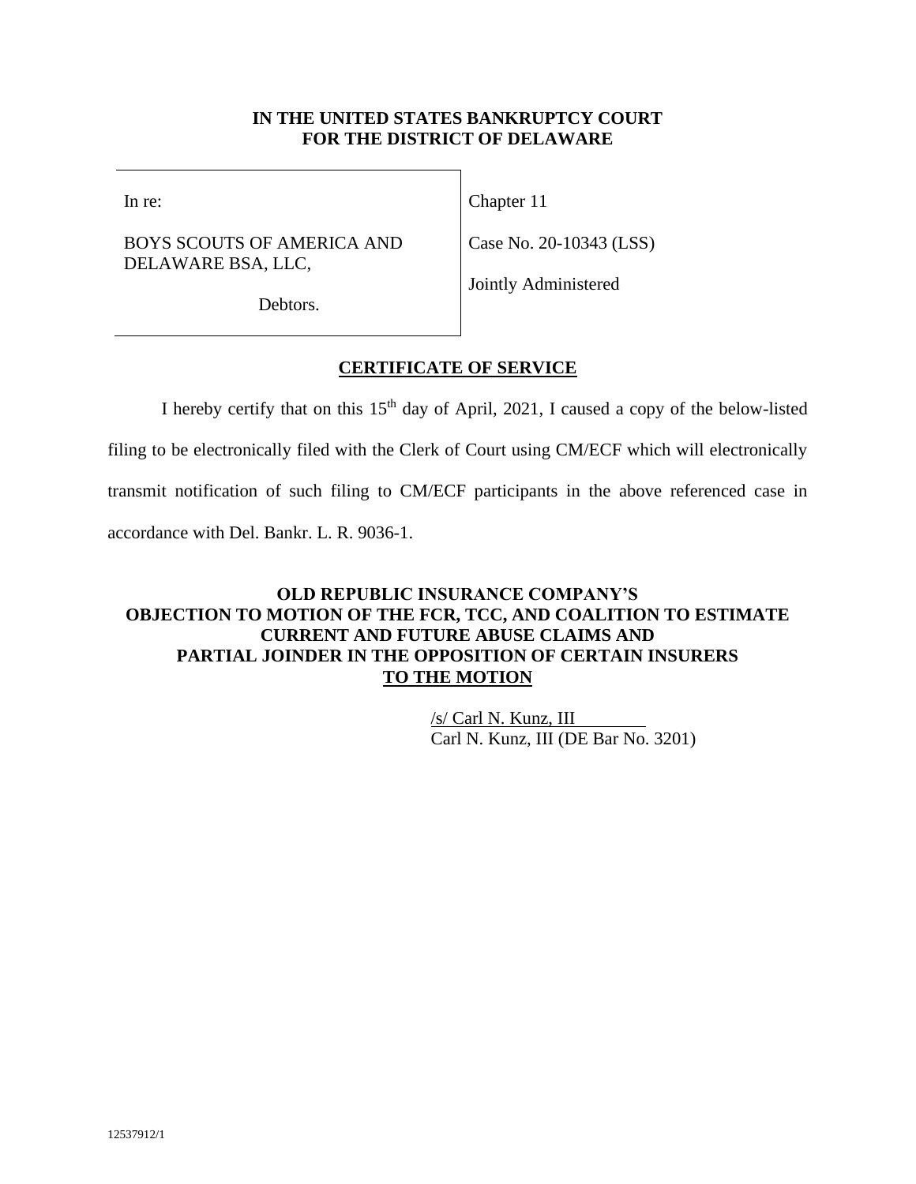**IN THE UNITED STATES BANKRUPTCY COURT**
**FOR THE DISTRICT OF DELAWARE**

| | |
|---|---|
| In re:<br><br>BOYS SCOUTS OF AMERICA AND DELAWARE BSA, LLC,<br><br>Debtors. | Chapter 11<br><br>Case No. 20-10343 (LSS)<br><br>Jointly Administered |

**CERTIFICATE OF SERVICE**

I hereby certify that on this 15th day of April, 2021, I caused a copy of the below-listed filing to be electronically filed with the Clerk of Court using CM/ECF which will electronically transmit notification of such filing to CM/ECF participants in the above referenced case in accordance with Del. Bankr. L. R. 9036-1.

**OLD REPUBLIC INSURANCE COMPANY'S OBJECTION TO MOTION OF THE FCR, TCC, AND COALITION TO ESTIMATE CURRENT AND FUTURE ABUSE CLAIMS AND PARTIAL JOINDER IN THE OPPOSITION OF CERTAIN INSURERS TO THE MOTION**

/s/ Carl N. Kunz, III
Carl N. Kunz, III (DE Bar No. 3201)

12537912/1